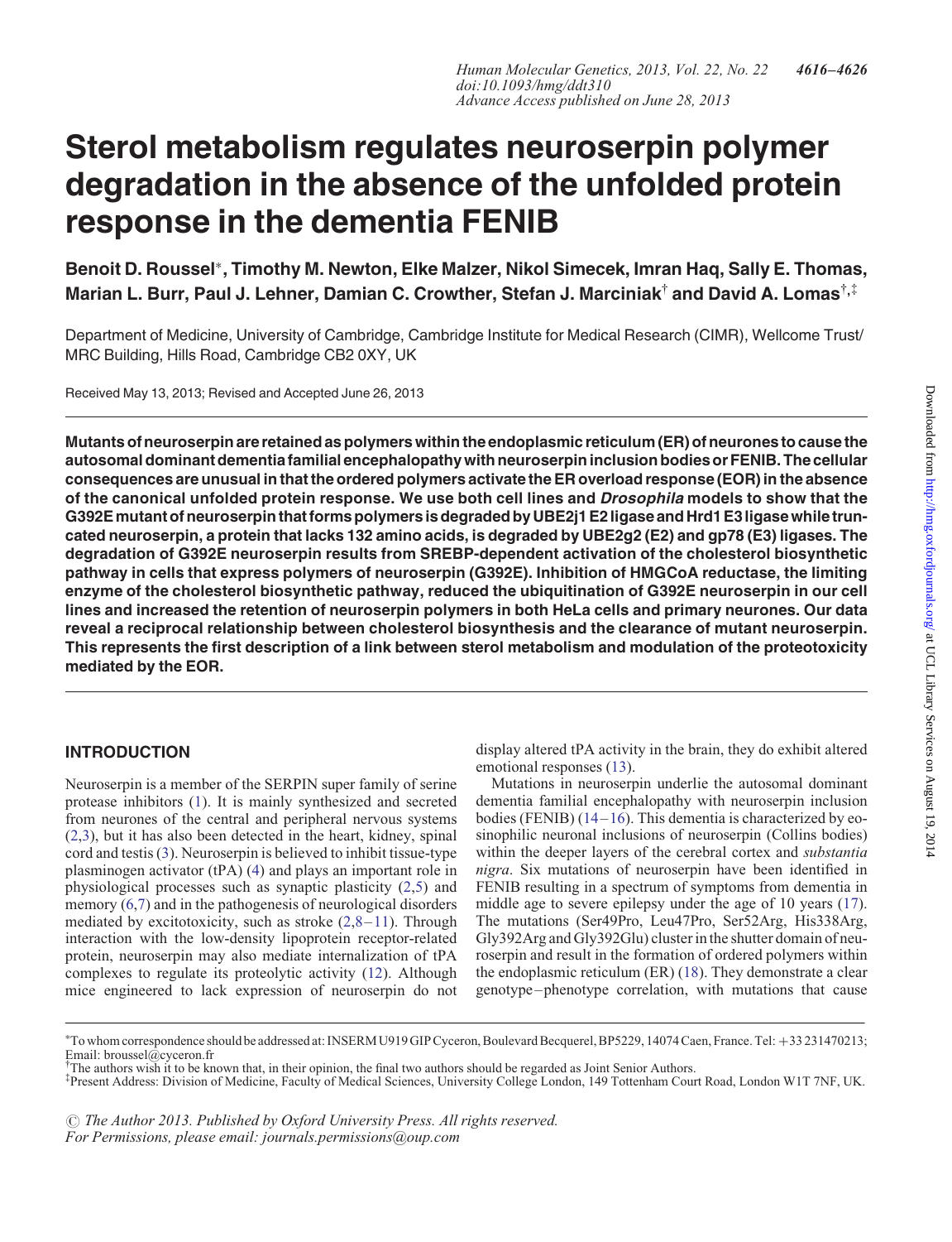# Sterol metabolism regulates neuroserpin polymer degradation in the absence of the unfolded protein response in the dementia FENIB

**Benoit D. Roussel***, **Timothy M. Newton, Elke Malzer, Nikol Simecek, Imran Haq, Sally E. Thomas, Marian L. Burr, Paul J. Lehner, Damian C. Crowther, Stefan J. Marciniak**[†] **and David A. Lomas**[†,‡]

Department of Medicine, University of Cambridge, Cambridge Institute for Medical Research (CIMR), Wellcome Trust/MRC Building, Hills Road, Cambridge CB2 0XY, UK

Received May 13, 2013; Revised and Accepted June 26, 2013

**Mutants of neuroserpin are retained as polymers within the endoplasmic reticulum (ER) of neurones to cause the autosomal dominant dementia familial encephalopathy with neuroserpin inclusion bodies or FENIB. The cellular consequences are unusual in that the ordered polymers activate the ER overload response (EOR) in the absence of the canonical unfolded protein response. We use both cell lines and *Drosophila* models to show that the G392E mutant of neuroserpin that forms polymers is degraded by UBE2j1 E2 ligase and Hrd1 E3 ligase while truncated neuroserpin, a protein that lacks 132 amino acids, is degraded by UBE2g2 (E2) and gp78 (E3) ligases. The degradation of G392E neuroserpin results from SREBP-dependent activation of the cholesterol biosynthetic pathway in cells that express polymers of neuroserpin (G392E). Inhibition of HMGCoA reductase, the limiting enzyme of the cholesterol biosynthetic pathway, reduced the ubiquitination of G392E neuroserpin in our cell lines and increased the retention of neuroserpin polymers in both HeLa cells and primary neurones. Our data reveal a reciprocal relationship between cholesterol biosynthesis and the clearance of mutant neuroserpin. This represents the first description of a link between sterol metabolism and modulation of the proteotoxicity mediated by the EOR.**

## INTRODUCTION

Neuroserpin is a member of the SERPIN super family of serine protease inhibitors (1). It is mainly synthesized and secreted from neurones of the central and peripheral nervous systems (2,3), but it has also been detected in the heart, kidney, spinal cord and testis (3). Neuroserpin is believed to inhibit tissue-type plasminogen activator (tPA) (4) and plays an important role in physiological processes such as synaptic plasticity (2,5) and memory (6,7) and in the pathogenesis of neurological disorders mediated by excitotoxicity, such as stroke (2,8–11). Through interaction with the low-density lipoprotein receptor-related protein, neuroserpin may also mediate internalization of tPA complexes to regulate its proteolytic activity (12). Although mice engineered to lack expression of neuroserpin do not display altered tPA activity in the brain, they do exhibit altered emotional responses (13).

Mutations in neuroserpin underlie the autosomal dominant dementia familial encephalopathy with neuroserpin inclusion bodies (FENIB) (14–16). This dementia is characterized by eosinophilic neuronal inclusions of neuroserpin (Collins bodies) within the deeper layers of the cerebral cortex and *substantia nigra*. Six mutations of neuroserpin have been identified in FENIB resulting in a spectrum of symptoms from dementia in middle age to severe epilepsy under the age of 10 years (17). The mutations (Ser49Pro, Leu47Pro, Ser52Arg, His338Arg, Gly392Arg and Gly392Glu) cluster in the shutter domain of neuroserpin and result in the formation of ordered polymers within the endoplasmic reticulum (ER) (18). They demonstrate a clear genotype–phenotype correlation, with mutations that cause

*To whom correspondence should be addressed at: INSERM U919 GIP Cyceron, Boulevard Becquerel, BP5229, 14074 Caen, France. Tel: +33 231470213; Email: broussel@cyceron.fr

[†]The authors wish it to be known that, in their opinion, the final two authors should be regarded as Joint Senior Authors.

[‡]Present Address: Division of Medicine, Faculty of Medical Sciences, University College London, 149 Tottenham Court Road, London W1T 7NF, UK.

© The Author 2013. Published by Oxford University Press. All rights reserved. For Permissions, please email: journals.permissions@oup.com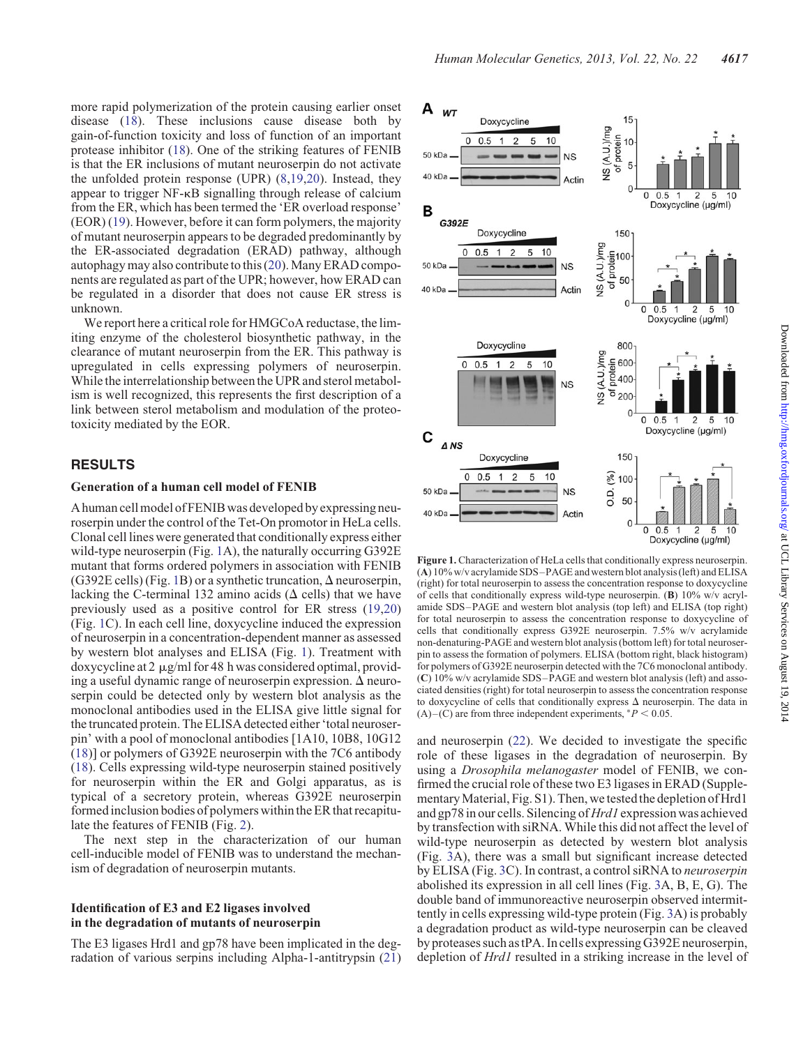more rapid polymerization of the protein causing earlier onset disease (18). These inclusions cause disease both by gain-of-function toxicity and loss of function of an important protease inhibitor (18). One of the striking features of FENIB is that the ER inclusions of mutant neuroserpin do not activate the unfolded protein response (UPR) (8,19,20). Instead, they appear to trigger NF-κB signalling through release of calcium from the ER, which has been termed the 'ER overload response' (EOR) (19). However, before it can form polymers, the majority of mutant neuroserpin appears to be degraded predominantly by the ER-associated degradation (ERAD) pathway, although autophagy may also contribute to this (20). Many ERAD components are regulated as part of the UPR; however, how ERAD can be regulated in a disorder that does not cause ER stress is unknown.

We report here a critical role for HMGCoA reductase, the limiting enzyme of the cholesterol biosynthetic pathway, in the clearance of mutant neuroserpin from the ER. This pathway is upregulated in cells expressing polymers of neuroserpin. While the interrelationship between the UPR and sterol metabolism is well recognized, this represents the first description of a link between sterol metabolism and modulation of the proteotoxicity mediated by the EOR.

## RESULTS

### Generation of a human cell model of FENIB

A human cell model of FENIB was developed by expressing neuroserpin under the control of the Tet-On promotor in HeLa cells. Clonal cell lines were generated that conditionally express either wild-type neuroserpin (Fig. 1A), the naturally occurring G392E mutant that forms ordered polymers in association with FENIB (G392E cells) (Fig. 1B) or a synthetic truncation, Δ neuroserpin, lacking the C-terminal 132 amino acids (Δ cells) that we have previously used as a positive control for ER stress (19,20) (Fig. 1C). In each cell line, doxycycline induced the expression of neuroserpin in a concentration-dependent manner as assessed by western blot analyses and ELISA (Fig. 1). Treatment with doxycycline at 2 μg/ml for 48 h was considered optimal, providing a useful dynamic range of neuroserpin expression. Δ neuroserpin could be detected only by western blot analysis as the monoclonal antibodies used in the ELISA give little signal for the truncated protein. The ELISA detected either 'total neuroserpin' with a pool of monoclonal antibodies [1A10, 10B8, 10G12 (18)] or polymers of G392E neuroserpin with the 7C6 antibody (18). Cells expressing wild-type neuroserpin stained positively for neuroserpin within the ER and Golgi apparatus, as is typical of a secretory protein, whereas G392E neuroserpin formed inclusion bodies of polymers within the ER that recapitulate the features of FENIB (Fig. 2).

The next step in the characterization of our human cell-inducible model of FENIB was to understand the mechanism of degradation of neuroserpin mutants.

### Identification of E3 and E2 ligases involved in the degradation of mutants of neuroserpin

The E3 ligases Hrd1 and gp78 have been implicated in the degradation of various serpins including Alpha-1-antitrypsin (21) and neuroserpin (22). We decided to investigate the specific role of these ligases in the degradation of neuroserpin. By using a *Drosophila melanogaster* model of FENIB, we confirmed the crucial role of these two E3 ligases in ERAD (Supplementary Material, Fig. S1). Then, we tested the depletion of Hrd1 and gp78 in our cells. Silencing of *Hrd1* expression was achieved by transfection with siRNA. While this did not affect the level of wild-type neuroserpin as detected by western blot analysis (Fig. 3A), there was a small but significant increase detected by ELISA (Fig. 3C). In contrast, a control siRNA to *neuroserpin* abolished its expression in all cell lines (Fig. 3A, B, E, G). The double band of immunoreactive neuroserpin observed intermittently in cells expressing wild-type protein (Fig. 3A) is probably a degradation product as wild-type neuroserpin can be cleaved by proteases such as tPA. In cells expressing G392E neuroserpin, depletion of *Hrd1* resulted in a striking increase in the level of

**Figure 1.** Characterization of HeLa cells that conditionally express neuroserpin. (**A**) 10% w/v acrylamide SDS–PAGE and western blot analysis (left) and ELISA (right) for total neuroserpin to assess the concentration response to doxycycline of cells that conditionally express wild-type neuroserpin. (**B**) 10% w/v acrylamide SDS–PAGE and western blot analysis (top left) and ELISA (top right) for total neuroserpin to assess the concentration response to doxycycline of cells that conditionally express G392E neuroserpin. 7.5% w/v acrylamide non-denaturing-PAGE and western blot analysis (bottom left) for total neuroserpin to assess the formation of polymers. ELISA (bottom right, black histogram) for polymers of G392E neuroserpin detected with the 7C6 monoclonal antibody. (**C**) 10% w/v acrylamide SDS–PAGE and western blot analysis (left) and associated densities (right) for total neuroserpin to assess the concentration response to doxycycline of cells that conditionally express Δ neuroserpin. The data in (A)–(C) are from three independent experiments, $^*P < 0.05$.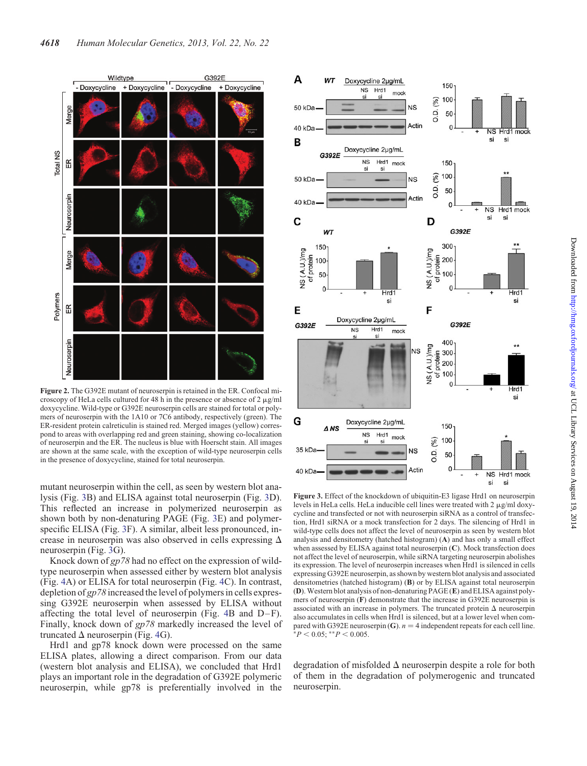**Figure 2.** The G392E mutant of neuroserpin is retained in the ER. Confocal microscopy of HeLa cells cultured for 48 h in the presence or absence of 2 µg/ml doxycycline. Wild-type or G392E neuroserpin cells are stained for total or polymers of neuroserpin with the 1A10 or 7C6 antibody, respectively (green). The ER-resident protein calreticulin is stained red. Merged images (yellow) correspond to areas with overlapping red and green staining, showing co-localization of neuroserpin and the ER. The nucleus is blue with Hoerscht stain. All images are shown at the same scale, with the exception of wild-type neuroserpin cells in the presence of doxycycline, stained for total neuroserpin.

mutant neuroserpin within the cell, as seen by western blot analysis (Fig. 3B) and ELISA against total neuroserpin (Fig. 3D). This reflected an increase in polymerized neuroserpin as shown both by non-denaturing PAGE (Fig. 3E) and polymer-specific ELISA (Fig. 3F). A similar, albeit less pronounced, increase in neuroserpin was also observed in cells expressing Δ neuroserpin (Fig. 3G).

Knock down of *gp78* had no effect on the expression of wild-type neuroserpin when assessed either by western blot analysis (Fig. 4A) or ELISA for total neuroserpin (Fig. 4C). In contrast, depletion of *gp78* increased the level of polymers in cells expressing G392E neuroserpin when assessed by ELISA without affecting the total level of neuroserpin (Fig. 4B and D–F). Finally, knock down of *gp78* markedly increased the level of truncated Δ neuroserpin (Fig. 4G).

Hrd1 and gp78 knock down were processed on the same ELISA plates, allowing a direct comparison. From our data (western blot analysis and ELISA), we concluded that Hrd1 plays an important role in the degradation of G392E polymeric neuroserpin, while gp78 is preferentially involved in the degradation of misfolded Δ neuroserpin despite a role for both of them in the degradation of polymerogenic and truncated neuroserpin.

**Figure 3.** Effect of the knockdown of ubiquitin-E3 ligase Hrd1 on neuroserpin levels in HeLa cells. HeLa inducible cell lines were treated with 2 µg/ml doxycycline and transfected or not with neuroserpin siRNA as a control of transfection, Hrd1 siRNA or a mock transfection for 2 days. The silencing of Hrd1 in wild-type cells does not affect the level of neuroserpin as seen by western blot analysis and densitometry (hatched histogram) (**A**) and has only a small effect when assessed by ELISA against total neuroserpin (**C**). Mock transfection does not affect the level of neuroserpin, while siRNA targeting neuroserpin abolishes its expression. The level of neuroserpin increases when Hrd1 is silenced in cells expressing G392E neuroserpin, as shown by western blot analysis and associated densitometries (hatched histogram) (**B**) or by ELISA against total neuroserpin (**D**). Western blot analysis of non-denaturing PAGE (**E**) and ELISA against polymers of neuroserpin (**F**) demonstrate that the increase in G392E neuroserpin is associated with an increase in polymers. The truncated protein Δ neuroserpin also accumulates in cells when Hrd1 is silenced, but at a lower level when compared with G392E neuroserpin (**G**). $n = 4$ independent repeats for each cell line. $^{*}P < 0.05$; $^{**}P < 0.005$.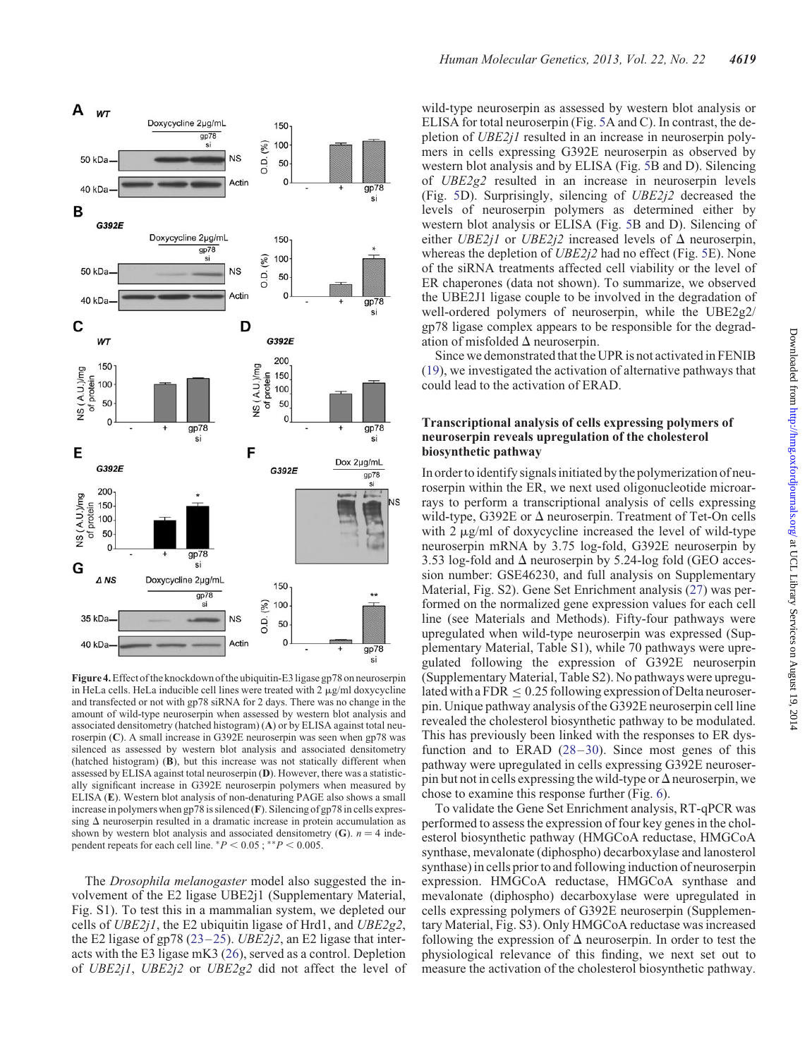**Figure 4.** Effect of the knockdown of the ubiquitin-E3 ligase gp78 on neuroserpin in HeLa cells. HeLa inducible cell lines were treated with 2 µg/ml doxycycline and transfected or not with gp78 siRNA for 2 days. There was no change in the amount of wild-type neuroserpin when assessed by western blot analysis and associated densitometry (hatched histogram) (**A**) or by ELISA against total neuroserpin (**C**). A small increase in G392E neuroserpin was seen when gp78 was silenced as assessed by western blot analysis and associated densitometry (hatched histogram) (**B**), but this increase was not statically different when assessed by ELISA against total neuroserpin (**D**). However, there was a statistically significant increase in G392E neuroserpin polymers when measured by ELISA (**E**). Western blot analysis of non-denaturing PAGE also shows a small increase in polymers when gp78 is silenced (**F**). Silencing of gp78 in cells expressing Δ neuroserpin resulted in a dramatic increase in protein accumulation as shown by western blot analysis and associated densitometry (**G**). $n = 4$ independent repeats for each cell line. $^{*}P < 0.05$ ; $^{**}P < 0.005$.

The *Drosophila melanogaster* model also suggested the involvement of the E2 ligase UBE2j1 (Supplementary Material, Fig. S1). To test this in a mammalian system, we depleted our cells of *UBE2j1*, the E2 ubiquitin ligase of Hrd1, and *UBE2g2*, the E2 ligase of gp78 (23–25). *UBE2j2*, an E2 ligase that interacts with the E3 ligase mK3 (26), served as a control. Depletion of *UBE2j1*, *UBE2j2* or *UBE2g2* did not affect the level of wild-type neuroserpin as assessed by western blot analysis or ELISA for total neuroserpin (Fig. 5A and C). In contrast, the depletion of *UBE2j1* resulted in an increase in neuroserpin polymers in cells expressing G392E neuroserpin as observed by western blot analysis and by ELISA (Fig. 5B and D). Silencing of *UBE2g2* resulted in an increase in neuroserpin levels (Fig. 5D). Surprisingly, silencing of *UBE2j2* decreased the levels of neuroserpin polymers as determined either by western blot analysis or ELISA (Fig. 5B and D). Silencing of either *UBE2j1* or *UBE2j2* increased levels of Δ neuroserpin, whereas the depletion of *UBE2j2* had no effect (Fig. 5E). None of the siRNA treatments affected cell viability or the level of ER chaperones (data not shown). To summarize, we observed the UBE2J1 ligase couple to be involved in the degradation of well-ordered polymers of neuroserpin, while the UBE2g2/gp78 ligase complex appears to be responsible for the degradation of misfolded Δ neuroserpin.

Since we demonstrated that the UPR is not activated in FENIB (19), we investigated the activation of alternative pathways that could lead to the activation of ERAD.

### Transcriptional analysis of cells expressing polymers of neuroserpin reveals upregulation of the cholesterol biosynthetic pathway

In order to identify signals initiated by the polymerization of neuroserpin within the ER, we next used oligonucleotide microarrays to perform a transcriptional analysis of cells expressing wild-type, G392E or Δ neuroserpin. Treatment of Tet-On cells with 2 µg/ml of doxycycline increased the level of wild-type neuroserpin mRNA by 3.75 log-fold, G392E neuroserpin by 3.53 log-fold and Δ neuroserpin by 5.24-log fold (GEO accession number: GSE46230, and full analysis on Supplementary Material, Fig. S2). Gene Set Enrichment analysis (27) was performed on the normalized gene expression values for each cell line (see Materials and Methods). Fifty-four pathways were upregulated when wild-type neuroserpin was expressed (Supplementary Material, Table S1), while 70 pathways were upregulated following the expression of G392E neuroserpin (Supplementary Material, Table S2). No pathways were upregulated with a FDR ≤ 0.25 following expression of Delta neuroserpin. Unique pathway analysis of the G392E neuroserpin cell line revealed the cholesterol biosynthetic pathway to be modulated. This has previously been linked with the responses to ER dysfunction and to ERAD (28–30). Since most genes of this pathway were upregulated in cells expressing G392E neuroserpin but not in cells expressing the wild-type or Δ neuroserpin, we chose to examine this response further (Fig. 6).

To validate the Gene Set Enrichment analysis, RT-qPCR was performed to assess the expression of four key genes in the cholesterol biosynthetic pathway (HMGCoA reductase, HMGCoA synthase, mevalonate (diphospho) decarboxylase and lanosterol synthase) in cells prior to and following induction of neuroserpin expression. HMGCoA reductase, HMGCoA synthase and mevalonate (diphospho) decarboxylase were upregulated in cells expressing polymers of G392E neuroserpin (Supplementary Material, Fig. S3). Only HMGCoA reductase was increased following the expression of Δ neuroserpin. In order to test the physiological relevance of this finding, we next set out to measure the activation of the cholesterol biosynthetic pathway.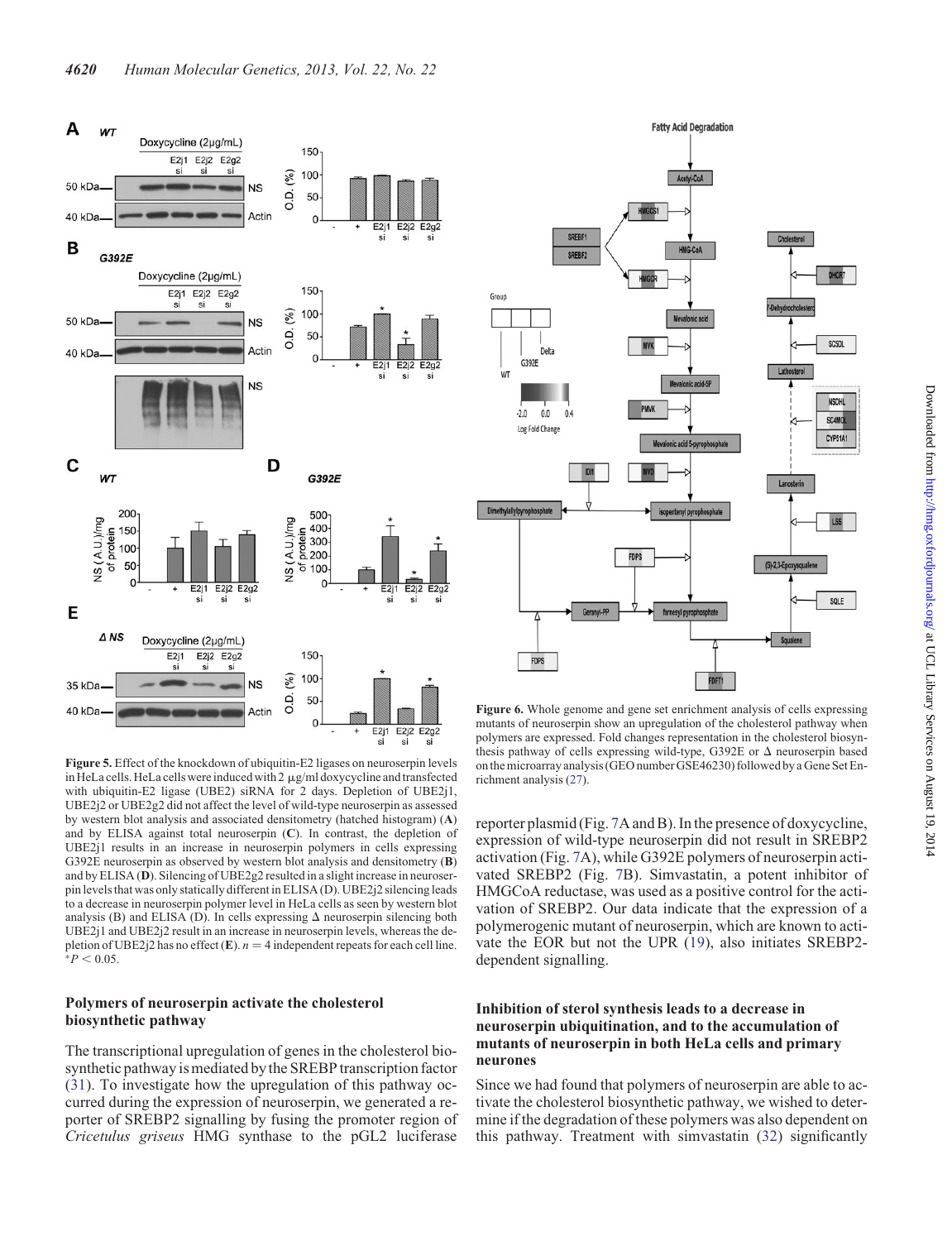**Figure 5.** Effect of the knockdown of ubiquitin-E2 ligases on neuroserpin levels in HeLa cells. HeLa cells were induced with 2 µg/ml doxycycline and transfected with ubiquitin-E2 ligase (UBE2) siRNA for 2 days. Depletion of UBE2j1, UBE2j2 or UBE2g2 did not affect the level of wild-type neuroserpin as assessed by western blot analysis and associated densitometry (hatched histogram) (**A**) and by ELISA against total neuroserpin (**C**). In contrast, the depletion of UBE2j1 results in an increase in neuroserpin polymers in cells expressing G392E neuroserpin as observed by western blot analysis and densitometry (**B**) and by ELISA (**D**). Silencing of UBE2g2 resulted in a slight increase in neuroserpin levels that was only statically different in ELISA (D). UBE2j2 silencing leads to a decrease in neuroserpin polymer level in HeLa cells as seen by western blot analysis (B) and ELISA (D). In cells expressing Δ neuroserpin silencing both UBE2j1 and UBE2j2 result in an increase in neuroserpin levels, whereas the depletion of UBE2j2 has no effect (**E**). $n = 4$ independent repeats for each cell line. $^{*}P < 0.05$.

**Figure 6.** Whole genome and gene set enrichment analysis of cells expressing mutants of neuroserpin show an upregulation of the cholesterol pathway when polymers are expressed. Fold changes representation in the cholesterol biosynthesis pathway of cells expressing wild-type, G392E or Δ neuroserpin based on the microarray analysis (GEO number GSE46230) followed by a Gene Set Enrichment analysis (27).

## Polymers of neuroserpin activate the cholesterol biosynthetic pathway

The transcriptional upregulation of genes in the cholesterol biosynthetic pathway is mediated by the SREBP transcription factor (31). To investigate how the upregulation of this pathway occurred during the expression of neuroserpin, we generated a reporter of SREBP2 signalling by fusing the promoter region of *Cricetulus griseus* HMG synthase to the pGL2 luciferase reporter plasmid (Fig. 7A and B). In the presence of doxycycline, expression of wild-type neuroserpin did not result in SREBP2 activation (Fig. 7A), while G392E polymers of neuroserpin activated SREBP2 (Fig. 7B). Simvastatin, a potent inhibitor of HMGCoA reductase, was used as a positive control for the activation of SREBP2. Our data indicate that the expression of a polymerogenic mutant of neuroserpin, which are known to activate the EOR but not the UPR (19), also initiates SREBP2-dependent signalling.

## Inhibition of sterol synthesis leads to a decrease in neuroserpin ubiquitination, and to the accumulation of mutants of neuroserpin in both HeLa cells and primary neurones

Since we had found that polymers of neuroserpin are able to activate the cholesterol biosynthetic pathway, we wished to determine if the degradation of these polymers was also dependent on this pathway. Treatment with simvastatin (32) significantly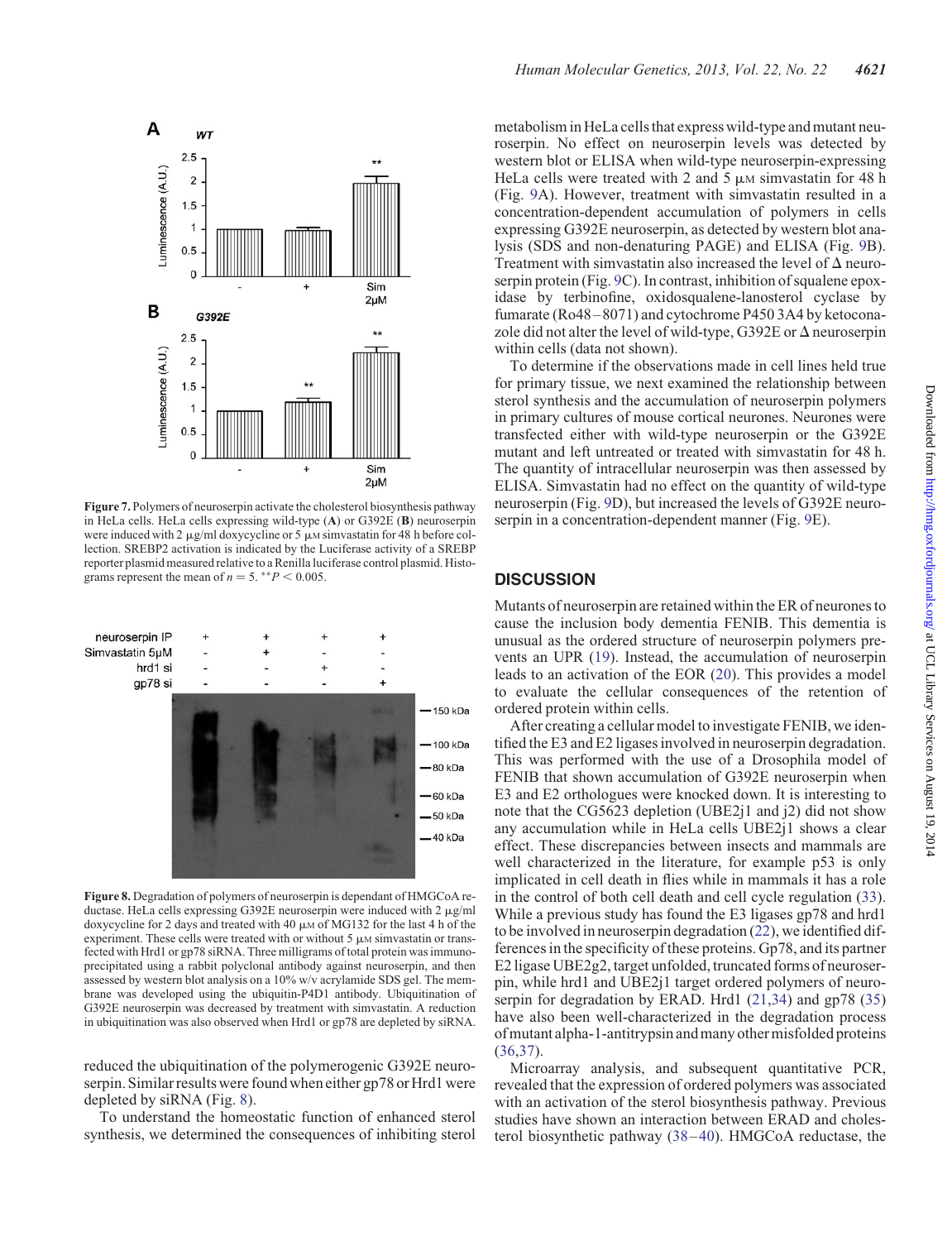**Figure 7.** Polymers of neuroserpin activate the cholesterol biosynthesis pathway in HeLa cells. HeLa cells expressing wild-type (**A**) or G392E (**B**) neuroserpin were induced with 2 μg/ml doxycycline or 5 μM simvastatin for 48 h before collection. SREBP2 activation is indicated by the Luciferase activity of a SREBP reporter plasmid measured relative to a Renilla luciferase control plasmid. Histograms represent the mean of $n = 5$. $^{**}P < 0.005$.

**Figure 8.** Degradation of polymers of neuroserpin is dependant of HMGCoA reductase. HeLa cells expressing G392E neuroserpin were induced with 2 μg/ml doxycycline for 2 days and treated with 40 μM of MG132 for the last 4 h of the experiment. These cells were treated with or without 5 μM simvastatin or transfected with Hrd1 or gp78 siRNA. Three milligrams of total protein was immunoprecipitated using a rabbit polyclonal antibody against neuroserpin, and then assessed by western blot analysis on a 10% w/v acrylamide SDS gel. The membrane was developed using the ubiquitin-P4D1 antibody. Ubiquitination of G392E neuroserpin was decreased by treatment with simvastatin. A reduction in ubiquitination was also observed when Hrd1 or gp78 are depleted by siRNA.

reduced the ubiquitination of the polymerogenic G392E neuroserpin. Similar results were found when either gp78 or Hrd1 were depleted by siRNA (Fig. 8).

To understand the homeostatic function of enhanced sterol synthesis, we determined the consequences of inhibiting sterol metabolism in HeLa cells that express wild-type and mutant neuroserpin. No effect on neuroserpin levels was detected by western blot or ELISA when wild-type neuroserpin-expressing HeLa cells were treated with 2 and 5 μM simvastatin for 48 h (Fig. 9A). However, treatment with simvastatin resulted in a concentration-dependent accumulation of polymers in cells expressing G392E neuroserpin, as detected by western blot analysis (SDS and non-denaturing PAGE) and ELISA (Fig. 9B). Treatment with simvastatin also increased the level of Δ neuroserpin protein (Fig. 9C). In contrast, inhibition of squalene epoxidase by terbinofine, oxidosqualene-lanosterol cyclase by fumarate (Ro48–8071) and cytochrome P450 3A4 by ketoconazole did not alter the level of wild-type, G392E or Δ neuroserpin within cells (data not shown).

To determine if the observations made in cell lines held true for primary tissue, we next examined the relationship between sterol synthesis and the accumulation of neuroserpin polymers in primary cultures of mouse cortical neurones. Neurones were transfected either with wild-type neuroserpin or the G392E mutant and left untreated or treated with simvastatin for 48 h. The quantity of intracellular neuroserpin was then assessed by ELISA. Simvastatin had no effect on the quantity of wild-type neuroserpin (Fig. 9D), but increased the levels of G392E neuroserpin in a concentration-dependent manner (Fig. 9E).

## DISCUSSION

Mutants of neuroserpin are retained within the ER of neurones to cause the inclusion body dementia FENIB. This dementia is unusual as the ordered structure of neuroserpin polymers prevents an UPR (19). Instead, the accumulation of neuroserpin leads to an activation of the EOR (20). This provides a model to evaluate the cellular consequences of the retention of ordered protein within cells.

After creating a cellular model to investigate FENIB, we identified the E3 and E2 ligases involved in neuroserpin degradation. This was performed with the use of a Drosophila model of FENIB that shown accumulation of G392E neuroserpin when E3 and E2 orthologues were knocked down. It is interesting to note that the CG5623 depletion (UBE2j1 and j2) did not show any accumulation while in HeLa cells UBE2j1 shows a clear effect. These discrepancies between insects and mammals are well characterized in the literature, for example p53 is only implicated in cell death in flies while in mammals it has a role in the control of both cell death and cell cycle regulation (33). While a previous study has found the E3 ligases gp78 and hrd1 to be involved in neuroserpin degradation (22), we identified differences in the specificity of these proteins. Gp78, and its partner E2 ligase UBE2g2, target unfolded, truncated forms of neuroserpin, while hrd1 and UBE2j1 target ordered polymers of neuroserpin for degradation by ERAD. Hrd1 (21,34) and gp78 (35) have also been well-characterized in the degradation process of mutant alpha-1-antitrypsin and many other misfolded proteins (36,37).

Microarray analysis, and subsequent quantitative PCR, revealed that the expression of ordered polymers was associated with an activation of the sterol biosynthesis pathway. Previous studies have shown an interaction between ERAD and cholesterol biosynthetic pathway (38–40). HMGCoA reductase, the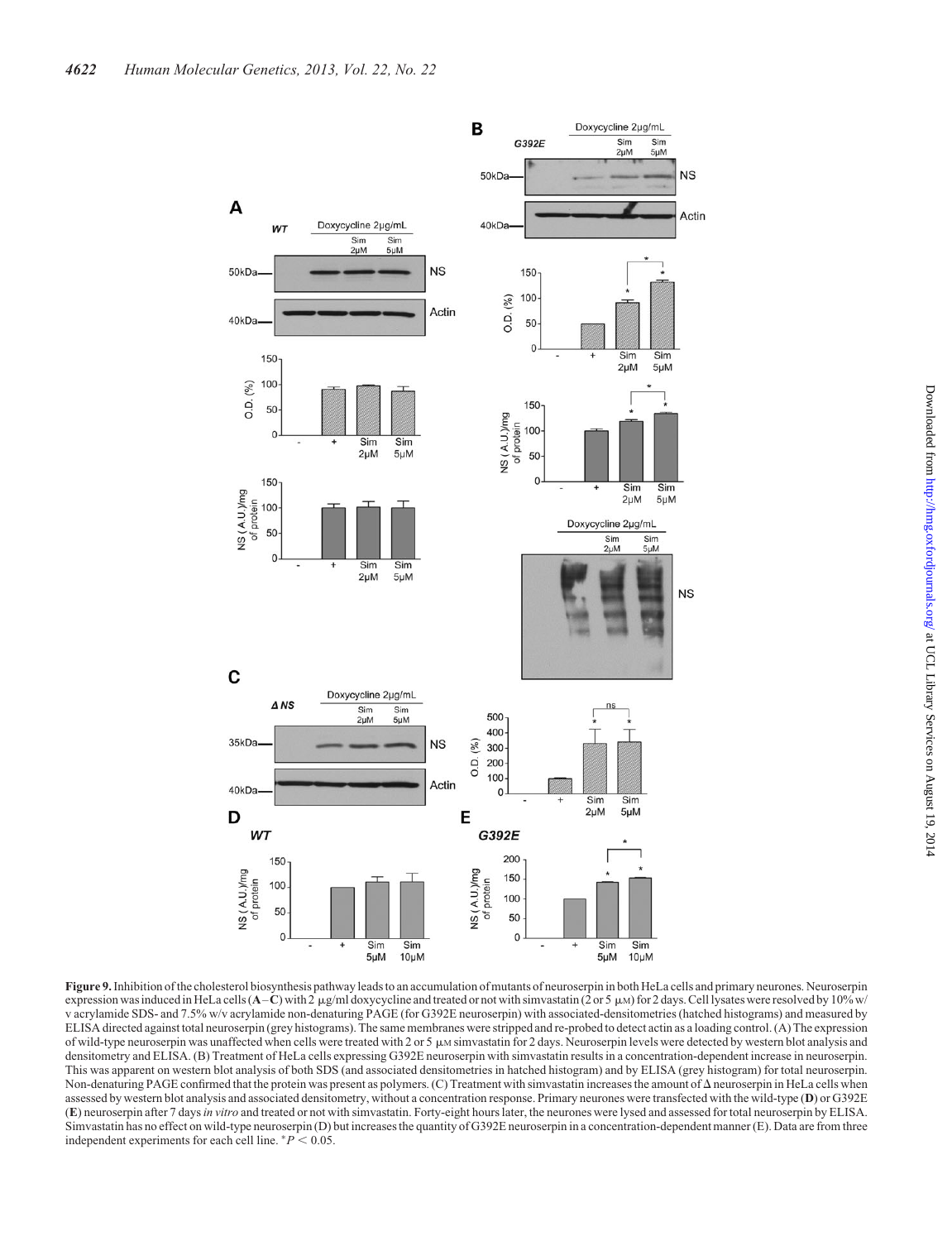**Figure 9.** Inhibition of the cholesterol biosynthesis pathway leads to an accumulation of mutants of neuroserpin in both HeLa cells and primary neurones. Neuroserpin expression was induced in HeLa cells (**A**–**C**) with 2 μg/ml doxycycline and treated or not with simvastatin (2 or 5 μM) for 2 days. Cell lysates were resolved by 10% w/v acrylamide SDS- and 7.5% w/v acrylamide non-denaturing PAGE (for G392E neuroserpin) with associated-densitometries (hatched histograms) and measured by ELISA directed against total neuroserpin (grey histograms). The same membranes were stripped and re-probed to detect actin as a loading control. (A) The expression of wild-type neuroserpin was unaffected when cells were treated with 2 or 5 μM simvastatin for 2 days. Neuroserpin levels were detected by western blot analysis and densitometry and ELISA. (B) Treatment of HeLa cells expressing G392E neuroserpin with simvastatin results in a concentration-dependent increase in neuroserpin. This was apparent on western blot analysis of both SDS (and associated densitometries in hatched histogram) and by ELISA (grey histogram) for total neuroserpin. Non-denaturing PAGE confirmed that the protein was present as polymers. (C) Treatment with simvastatin increases the amount of Δ neuroserpin in HeLa cells when assessed by western blot analysis and associated densitometry, without a concentration response. Primary neurones were transfected with the wild-type (**D**) or G392E (**E**) neuroserpin after 7 days *in vitro* and treated or not with simvastatin. Forty-eight hours later, the neurones were lysed and assessed for total neuroserpin by ELISA. Simvastatin has no effect on wild-type neuroserpin (D) but increases the quantity of G392E neuroserpin in a concentration-dependent manner (E). Data are from three independent experiments for each cell line. $^{*}P < 0.05$.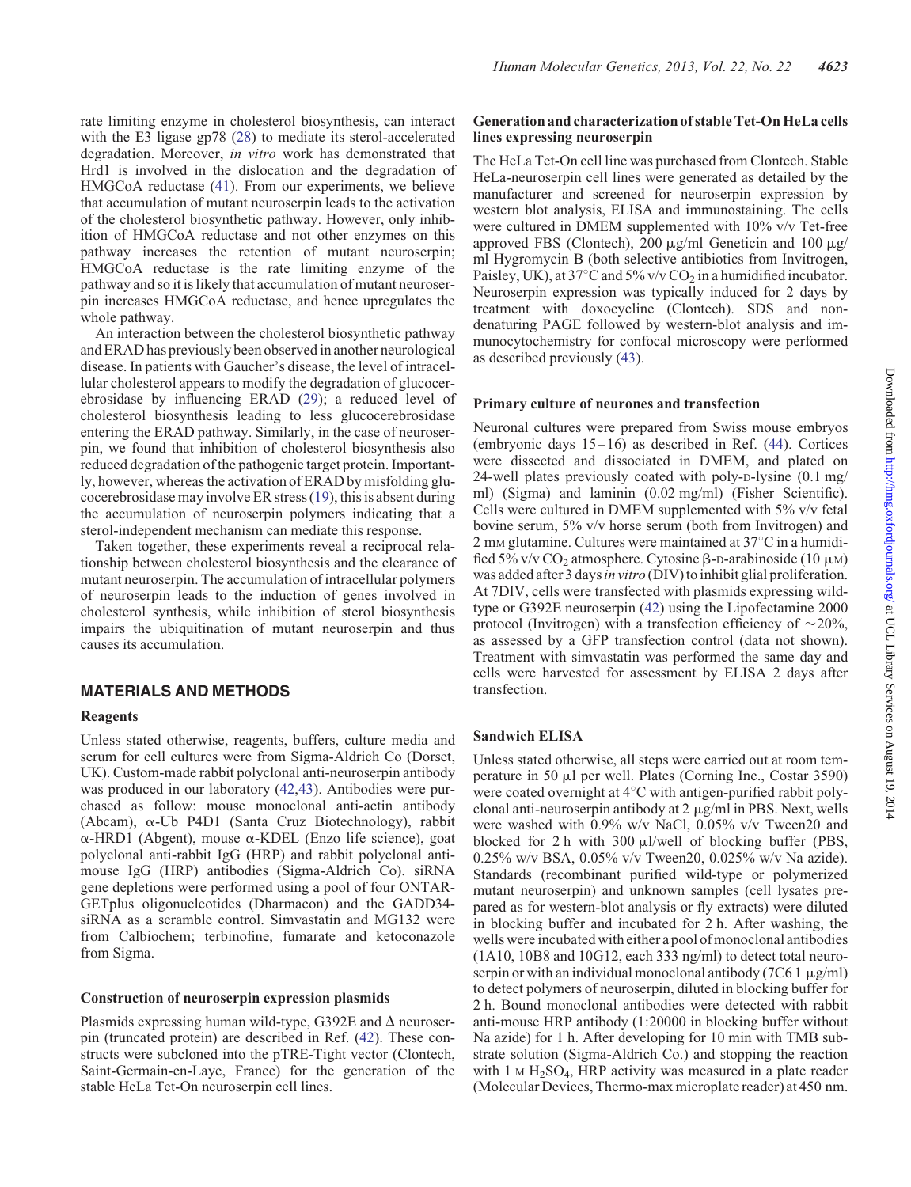rate limiting enzyme in cholesterol biosynthesis, can interact with the E3 ligase gp78 (28) to mediate its sterol-accelerated degradation. Moreover, *in vitro* work has demonstrated that Hrd1 is involved in the dislocation and the degradation of HMGCoA reductase (41). From our experiments, we believe that accumulation of mutant neuroserpin leads to the activation of the cholesterol biosynthetic pathway. However, only inhibition of HMGCoA reductase and not other enzymes on this pathway increases the retention of mutant neuroserpin; HMGCoA reductase is the rate limiting enzyme of the pathway and so it is likely that accumulation of mutant neuroserpin increases HMGCoA reductase, and hence upregulates the whole pathway.

An interaction between the cholesterol biosynthetic pathway and ERAD has previously been observed in another neurological disease. In patients with Gaucher's disease, the level of intracellular cholesterol appears to modify the degradation of glucocerebrosidase by influencing ERAD (29); a reduced level of cholesterol biosynthesis leading to less glucocerebrosidase entering the ERAD pathway. Similarly, in the case of neuroserpin, we found that inhibition of cholesterol biosynthesis also reduced degradation of the pathogenic target protein. Importantly, however, whereas the activation of ERAD by misfolding glucocerebrosidase may involve ER stress (19), this is absent during the accumulation of neuroserpin polymers indicating that a sterol-independent mechanism can mediate this response.

Taken together, these experiments reveal a reciprocal relationship between cholesterol biosynthesis and the clearance of mutant neuroserpin. The accumulation of intracellular polymers of neuroserpin leads to the induction of genes involved in cholesterol synthesis, while inhibition of sterol biosynthesis impairs the ubiquitination of mutant neuroserpin and thus causes its accumulation.

## MATERIALS AND METHODS

### Reagents

Unless stated otherwise, reagents, buffers, culture media and serum for cell cultures were from Sigma-Aldrich Co (Dorset, UK). Custom-made rabbit polyclonal anti-neuroserpin antibody was produced in our laboratory (42,43). Antibodies were purchased as follow: mouse monoclonal anti-actin antibody (Abcam), α-Ub P4D1 (Santa Cruz Biotechnology), rabbit α-HRD1 (Abgent), mouse α-KDEL (Enzo life science), goat polyclonal anti-rabbit IgG (HRP) and rabbit polyclonal anti-mouse IgG (HRP) antibodies (Sigma-Aldrich Co). siRNA gene depletions were performed using a pool of four ONTARGETplus oligonucleotides (Dharmacon) and the GADD34-siRNA as a scramble control. Simvastatin and MG132 were from Calbiochem; terbinofine, fumarate and ketoconazole from Sigma.

### Construction of neuroserpin expression plasmids

Plasmids expressing human wild-type, G392E and Δ neuroserpin (truncated protein) are described in Ref. (42). These constructs were subcloned into the pTRE-Tight vector (Clontech, Saint-Germain-en-Laye, France) for the generation of the stable HeLa Tet-On neuroserpin cell lines.

### Generation and characterization of stable Tet-On HeLa cells lines expressing neuroserpin

The HeLa Tet-On cell line was purchased from Clontech. Stable HeLa-neuroserpin cell lines were generated as detailed by the manufacturer and screened for neuroserpin expression by western blot analysis, ELISA and immunostaining. The cells were cultured in DMEM supplemented with 10% v/v Tet-free approved FBS (Clontech), 200 μg/ml Geneticin and 100 μg/ml Hygromycin B (both selective antibiotics from Invitrogen, Paisley, UK), at 37°C and 5% v/v $CO_2$ in a humidified incubator. Neuroserpin expression was typically induced for 2 days by treatment with doxocycline (Clontech). SDS and non-denaturing PAGE followed by western-blot analysis and immunocytochemistry for confocal microscopy were performed as described previously (43).

### Primary culture of neurones and transfection

Neuronal cultures were prepared from Swiss mouse embryos (embryonic days 15–16) as described in Ref. (44). Cortices were dissected and dissociated in DMEM, and plated on 24-well plates previously coated with poly-D-lysine (0.1 mg/ml) (Sigma) and laminin (0.02 mg/ml) (Fisher Scientific). Cells were cultured in DMEM supplemented with 5% v/v fetal bovine serum, 5% v/v horse serum (both from Invitrogen) and 2 mM glutamine. Cultures were maintained at 37°C in a humidified 5% v/v $CO_2$ atmosphere. Cytosine β-D-arabinoside (10 μM) was added after 3 days *in vitro* (DIV) to inhibit glial proliferation. At 7DIV, cells were transfected with plasmids expressing wild-type or G392E neuroserpin (42) using the Lipofectamine 2000 protocol (Invitrogen) with a transfection efficiency of ~20%, as assessed by a GFP transfection control (data not shown). Treatment with simvastatin was performed the same day and cells were harvested for assessment by ELISA 2 days after transfection.

### Sandwich ELISA

Unless stated otherwise, all steps were carried out at room temperature in 50 μl per well. Plates (Corning Inc., Costar 3590) were coated overnight at 4°C with antigen-purified rabbit polyclonal anti-neuroserpin antibody at 2 μg/ml in PBS. Next, wells were washed with 0.9% w/v NaCl, 0.05% v/v Tween20 and blocked for 2 h with 300 μl/well of blocking buffer (PBS, 0.25% w/v BSA, 0.05% v/v Tween20, 0.025% w/v Na azide). Standards (recombinant purified wild-type or polymerized mutant neuroserpin) and unknown samples (cell lysates prepared as for western-blot analysis or fly extracts) were diluted in blocking buffer and incubated for 2 h. After washing, the wells were incubated with either a pool of monoclonal antibodies (1A10, 10B8 and 10G12, each 333 ng/ml) to detect total neuroserpin or with an individual monoclonal antibody (7C6 1 μg/ml) to detect polymers of neuroserpin, diluted in blocking buffer for 2 h. Bound monoclonal antibodies were detected with rabbit anti-mouse HRP antibody (1:20000 in blocking buffer without Na azide) for 1 h. After developing for 10 min with TMB substrate solution (Sigma-Aldrich Co.) and stopping the reaction with 1 M $H_2SO_4$, HRP activity was measured in a plate reader (Molecular Devices, Thermo-max microplate reader) at 450 nm.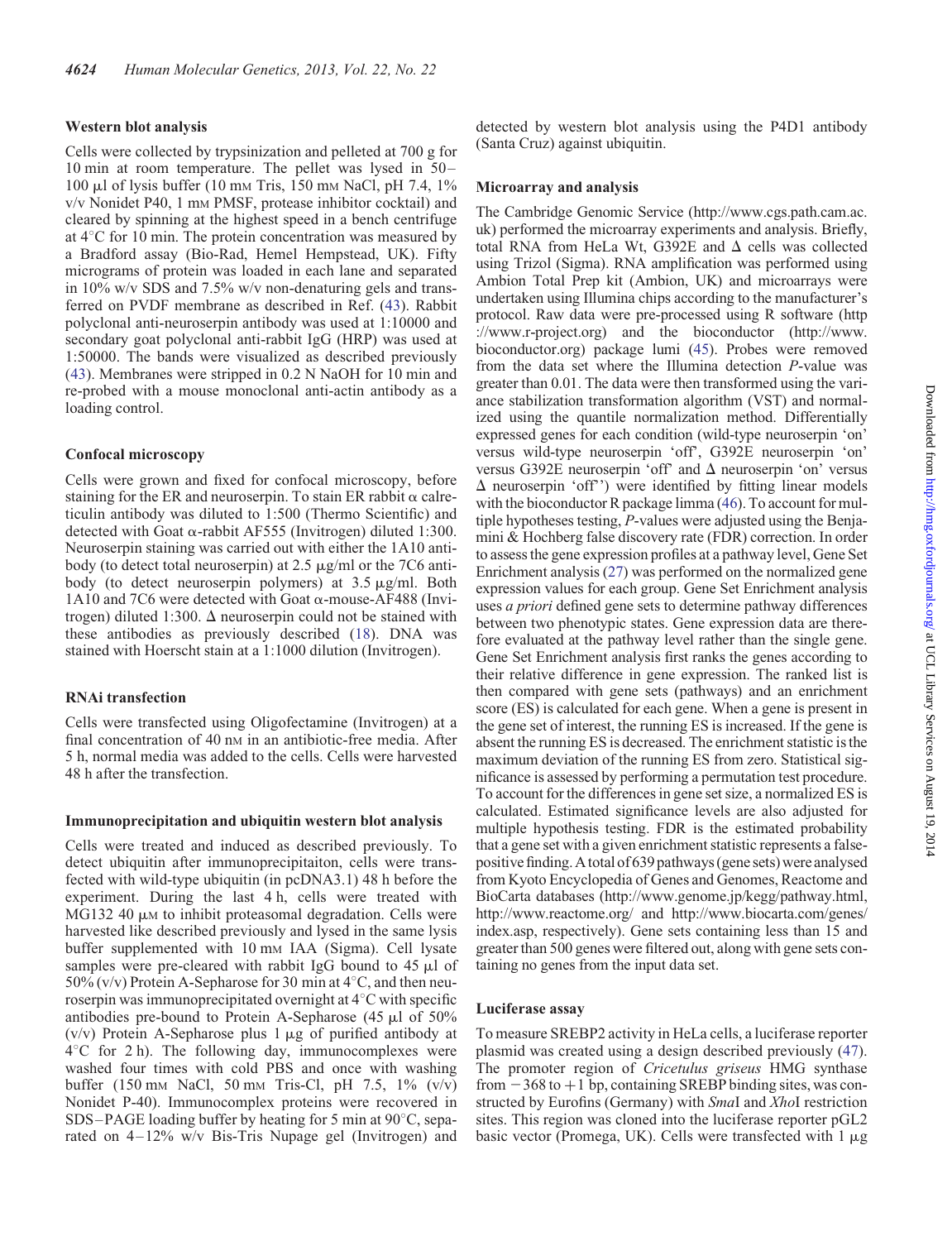#### Western blot analysis

Cells were collected by trypsinization and pelleted at 700 g for 10 min at room temperature. The pellet was lysed in 50–100 µl of lysis buffer (10 mM Tris, 150 mM NaCl, pH 7.4, 1% v/v Nonidet P40, 1 mM PMSF, protease inhibitor cocktail) and cleared by spinning at the highest speed in a bench centrifuge at 4°C for 10 min. The protein concentration was measured by a Bradford assay (Bio-Rad, Hemel Hempstead, UK). Fifty micrograms of protein was loaded in each lane and separated in 10% w/v SDS and 7.5% w/v non-denaturing gels and transferred on PVDF membrane as described in Ref. (43). Rabbit polyclonal anti-neuroserpin antibody was used at 1:10000 and secondary goat polyclonal anti-rabbit IgG (HRP) was used at 1:50000. The bands were visualized as described previously (43). Membranes were stripped in 0.2 N NaOH for 10 min and re-probed with a mouse monoclonal anti-actin antibody as a loading control.

#### Confocal microscopy

Cells were grown and fixed for confocal microscopy, before staining for the ER and neuroserpin. To stain ER rabbit α calreticulin antibody was diluted to 1:500 (Thermo Scientific) and detected with Goat α-rabbit AF555 (Invitrogen) diluted 1:300. Neuroserpin staining was carried out with either the 1A10 antibody (to detect total neuroserpin) at 2.5 µg/ml or the 7C6 antibody (to detect neuroserpin polymers) at 3.5 µg/ml. Both 1A10 and 7C6 were detected with Goat α-mouse-AF488 (Invitrogen) diluted 1:300. Δ neuroserpin could not be stained with these antibodies as previously described (18). DNA was stained with Hoerscht stain at a 1:1000 dilution (Invitrogen).

#### RNAi transfection

Cells were transfected using Oligofectamine (Invitrogen) at a final concentration of 40 nM in an antibiotic-free media. After 5 h, normal media was added to the cells. Cells were harvested 48 h after the transfection.

#### Immunoprecipitation and ubiquitin western blot analysis

Cells were treated and induced as described previously. To detect ubiquitin after immunoprecipitaiton, cells were transfected with wild-type ubiquitin (in pcDNA3.1) 48 h before the experiment. During the last 4 h, cells were treated with MG132 40 µM to inhibit proteasomal degradation. Cells were harvested like described previously and lysed in the same lysis buffer supplemented with 10 mM IAA (Sigma). Cell lysate samples were pre-cleared with rabbit IgG bound to 45 µl of 50% (v/v) Protein A-Sepharose for 30 min at 4°C, and then neuroserpin was immunoprecipitated overnight at 4°C with specific antibodies pre-bound to Protein A-Sepharose (45 µl of 50% (v/v) Protein A-Sepharose plus 1 µg of purified antibody at 4°C for 2 h). The following day, immunocomplexes were washed four times with cold PBS and once with washing buffer (150 mM NaCl, 50 mM Tris-Cl, pH 7.5, 1% (v/v) Nonidet P-40). Immunocomplex proteins were recovered in SDS–PAGE loading buffer by heating for 5 min at 90°C, separated on 4–12% w/v Bis-Tris Nupage gel (Invitrogen) and detected by western blot analysis using the P4D1 antibody (Santa Cruz) against ubiquitin.

#### Microarray and analysis

The Cambridge Genomic Service (http://www.cgs.path.cam.ac.uk) performed the microarray experiments and analysis. Briefly, total RNA from HeLa Wt, G392E and Δ cells was collected using Trizol (Sigma). RNA amplification was performed using Ambion Total Prep kit (Ambion, UK) and microarrays were undertaken using Illumina chips according to the manufacturer's protocol. Raw data were pre-processed using R software (http://www.r-project.org) and the bioconductor (http://www.bioconductor.org) package lumi (45). Probes were removed from the data set where the Illumina detection *P*-value was greater than 0.01. The data were then transformed using the variance stabilization transformation algorithm (VST) and normalized using the quantile normalization method. Differentially expressed genes for each condition (wild-type neuroserpin 'on' versus wild-type neuroserpin 'off', G392E neuroserpin 'on' versus G392E neuroserpin 'off' and Δ neuroserpin 'on' versus Δ neuroserpin 'off'') were identified by fitting linear models with the bioconductor R package limma (46). To account for multiple hypotheses testing, *P*-values were adjusted using the Benjamini & Hochberg false discovery rate (FDR) correction. In order to assess the gene expression profiles at a pathway level, Gene Set Enrichment analysis (27) was performed on the normalized gene expression values for each group. Gene Set Enrichment analysis uses *a priori* defined gene sets to determine pathway differences between two phenotypic states. Gene expression data are therefore evaluated at the pathway level rather than the single gene. Gene Set Enrichment analysis first ranks the genes according to their relative difference in gene expression. The ranked list is then compared with gene sets (pathways) and an enrichment score (ES) is calculated for each gene. When a gene is present in the gene set of interest, the running ES is increased. If the gene is absent the running ES is decreased. The enrichment statistic is the maximum deviation of the running ES from zero. Statistical significance is assessed by performing a permutation test procedure. To account for the differences in gene set size, a normalized ES is calculated. Estimated significance levels are also adjusted for multiple hypothesis testing. FDR is the estimated probability that a gene set with a given enrichment statistic represents a false-positive finding. A total of 639 pathways (gene sets) were analysed from Kyoto Encyclopedia of Genes and Genomes, Reactome and BioCarta databases (http://www.genome.jp/kegg/pathway.html, http://www.reactome.org/ and http://www.biocarta.com/genes/index.asp, respectively). Gene sets containing less than 15 and greater than 500 genes were filtered out, along with gene sets containing no genes from the input data set.

#### Luciferase assay

To measure SREBP2 activity in HeLa cells, a luciferase reporter plasmid was created using a design described previously (47). The promoter region of *Cricetulus griseus* HMG synthase from −368 to +1 bp, containing SREBP binding sites, was constructed by Eurofins (Germany) with *Sma*I and *Xho*I restriction sites. This region was cloned into the luciferase reporter pGL2 basic vector (Promega, UK). Cells were transfected with 1 µg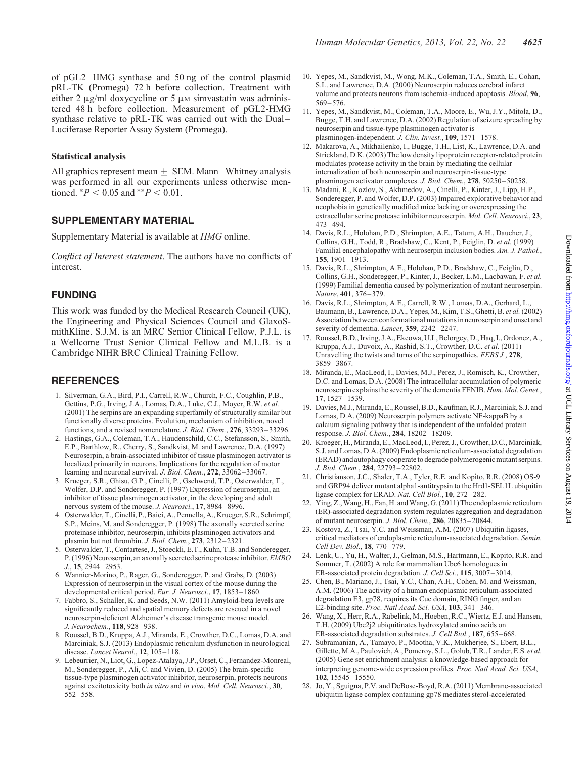of pGL2–HMG synthase and 50 ng of the control plasmid pRL-TK (Promega) 72 h before collection. Treatment with either 2 μg/ml doxycycline or 5 μM simvastatin was administered 48 h before collection. Measurement of pGL2-HMG synthase relative to pRL-TK was carried out with the Dual–Luciferase Reporter Assay System (Promega).

### Statistical analysis

All graphics represent mean ± SEM. Mann–Whitney analysis was performed in all our experiments unless otherwise mentioned. $^{*}P < 0.05$ and $^{**}P < 0.01$.

## SUPPLEMENTARY MATERIAL

Supplementary Material is available at *HMG* online.

*Conflict of Interest statement*. The authors have no conflicts of interest.

## FUNDING

This work was funded by the Medical Research Council (UK), the Engineering and Physical Sciences Council and GlaxoSmithKline. S.J.M. is an MRC Senior Clinical Fellow, P.J.L. is a Wellcome Trust Senior Clinical Fellow and M.L.B. is a Cambridge NIHR BRC Clinical Training Fellow.

## REFERENCES

1. Silverman, G.A., Bird, P.I., Carrell, R.W., Church, F.C., Coughlin, P.B., Gettins, P.G., Irving, J.A., Lomas, D.A., Luke, C.J., Moyer, R.W. *et al.* (2001) The serpins are an expanding superfamily of structurally similar but functionally diverse proteins. Evolution, mechanism of inhibition, novel functions, and a revised nomenclature. *J. Biol. Chem.*, **276**, 33293–33296.
2. Hastings, G.A., Coleman, T.A., Haudenschild, C.C., Stefansson, S., Smith, E.P., Barthlow, R., Cherry, S., Sandkvist, M. and Lawrence, D.A. (1997) Neuroserpin, a brain-associated inhibitor of tissue plasminogen activator is localized primarily in neurons. Implications for the regulation of motor learning and neuronal survival. *J. Biol. Chem.*, **272**, 33062–33067.
3. Krueger, S.R., Ghisu, G.P., Cinelli, P., Gschwend, T.P., Osterwalder, T., Wolfer, D.P. and Sonderegger, P. (1997) Expression of neuroserpin, an inhibitor of tissue plasminogen activator, in the developing and adult nervous system of the mouse. *J. Neurosci.*, **17**, 8984–8996.
4. Osterwalder, T., Cinelli, P., Baici, A., Pennella, A., Krueger, S.R., Schrimpf, S.P., Meins, M. and Sonderegger, P. (1998) The axonally secreted serine proteinase inhibitor, neuroserpin, inhibits plasminogen activators and plasmin but not thrombin. *J. Biol. Chem.*, **273**, 2312–2321.
5. Osterwalder, T., Contartese, J., Stoeckli, E.T., Kuhn, T.B. and Sonderegger, P. (1996) Neuroserpin, an axonally secreted serine protease inhibitor. *EMBO J.*, **15**, 2944–2953.
6. Wannier-Morino, P., Rager, G., Sonderegger, P. and Grabs, D. (2003) Expression of neuroserpin in the visual cortex of the mouse during the developmental critical period. *Eur. J. Neurosci.*, **17**, 1853–1860.
7. Fabbro, S., Schaller, K. and Seeds, N.W. (2011) Amyloid-beta levels are significantly reduced and spatial memory defects are rescued in a novel neuroserpin-deficient Alzheimer's disease transgenic mouse model. *J. Neurochem.*, **118**, 928–938.
8. Roussel, B.D., Kruppa, A.J., Miranda, E., Crowther, D.C., Lomas, D.A. and Marciniak, S.J. (2013) Endoplasmic reticulum dysfunction in neurological disease. *Lancet Neurol.*, **12**, 105–118.
9. Lebeurrier, N., Liot, G., Lopez-Atalaya, J.P., Orset, C., Fernandez-Monreal, M., Sonderegger, P., Ali, C. and Vivien, D. (2005) The brain-specific tissue-type plasminogen activator inhibitor, neuroserpin, protects neurons against excitotoxicity both *in vitro* and *in vivo*. *Mol. Cell. Neurosci.*, **30**, 552–558.
10. Yepes, M., Sandkvist, M., Wong, M.K., Coleman, T.A., Smith, E., Cohan, S.L. and Lawrence, D.A. (2000) Neuroserpin reduces cerebral infarct volume and protects neurons from ischemia-induced apoptosis. *Blood*, **96**, 569–576.
11. Yepes, M., Sandkvist, M., Coleman, T.A., Moore, E., Wu, J.Y., Mitola, D., Bugge, T.H. and Lawrence, D.A. (2002) Regulation of seizure spreading by neuroserpin and tissue-type plasminogen activator is plasminogen-independent. *J. Clin. Invest.*, **109**, 1571–1578.
12. Makarova, A., Mikhailenko, I., Bugge, T.H., List, K., Lawrence, D.A. and Strickland, D.K. (2003) The low density lipoprotein receptor-related protein modulates protease activity in the brain by mediating the cellular internalization of both neuroserpin and neuroserpin-tissue-type plasminogen activator complexes. *J. Biol. Chem.*, **278**, 50250–50258.
13. Madani, R., Kozlov, S., Akhmedov, A., Cinelli, P., Kinter, J., Lipp, H.P., Sonderegger, P. and Wolfer, D.P. (2003) Impaired explorative behavior and neophobia in genetically modified mice lacking or overexpressing the extracellular serine protease inhibitor neuroserpin. *Mol. Cell. Neurosci.*, **23**, 473–494.
14. Davis, R.L., Holohan, P.D., Shrimpton, A.E., Tatum, A.H., Daucher, J., Collins, G.H., Todd, R., Bradshaw, C., Kent, P., Feiglin, D. *et al.* (1999) Familial encephalopathy with neuroserpin inclusion bodies. *Am. J. Pathol.*, **155**, 1901–1913.
15. Davis, R.L., Shrimpton, A.E., Holohan, P.D., Bradshaw, C., Feiglin, D., Collins, G.H., Sonderegger, P., Kinter, J., Becker, L.M., Lacbawan, F. *et al.* (1999) Familial dementia caused by polymerization of mutant neuroserpin. *Nature*, **401**, 376–379.
16. Davis, R.L., Shrimpton, A.E., Carrell, R.W., Lomas, D.A., Gerhard, L., Baumann, B., Lawrence, D.A., Yepes, M., Kim, T.S., Ghetti, B. *et al.* (2002) Association between conformational mutations in neuroserpin and onset and severity of dementia. *Lancet*, **359**, 2242–2247.
17. Roussel, B.D., Irving, J.A., Ekeowa, U.I., Belorgey, D., Haq, I., Ordonez, A., Kruppa, A.J., Duvoix, A., Rashid, S.T., Crowther, D.C. *et al.* (2011) Unravelling the twists and turns of the serpinopathies. *FEBS J.*, **278**, 3859–3867.
18. Miranda, E., MacLeod, I., Davies, M.J., Perez, J., Romisch, K., Crowther, D.C. and Lomas, D.A. (2008) The intracellular accumulation of polymeric neuroserpin explains the severity of the dementia FENIB. *Hum. Mol. Genet.*, **17**, 1527–1539.
19. Davies, M.J., Miranda, E., Roussel, B.D., Kaufman, R.J., Marciniak, S.J. and Lomas, D.A. (2009) Neuroserpin polymers activate NF-kappaB by a calcium signaling pathway that is independent of the unfolded protein response. *J. Biol. Chem.*, **284**, 18202–18209.
20. Kroeger, H., Miranda, E., MacLeod, I., Perez, J., Crowther, D.C., Marciniak, S.J. and Lomas, D.A. (2009) Endoplasmic reticulum-associated degradation (ERAD) and autophagy cooperate to degrade polymerogenic mutant serpins. *J. Biol. Chem.*, **284**, 22793–22802.
21. Christianson, J.C., Shaler, T.A., Tyler, R.E. and Kopito, R.R. (2008) OS-9 and GRP94 deliver mutant alpha1-antitrypsin to the Hrd1-SEL1L ubiquitin ligase complex for ERAD. *Nat. Cell Biol.*, **10**, 272–282.
22. Ying, Z., Wang, H., Fan, H. and Wang, G. (2011) The endoplasmic reticulum (ER)-associated degradation system regulates aggregation and degradation of mutant neuroserpin. *J. Biol. Chem.*, **286**, 20835–20844.
23. Kostova, Z., Tsai, Y.C. and Weissman, A.M. (2007) Ubiquitin ligases, critical mediators of endoplasmic reticulum-associated degradation. *Semin. Cell Dev. Biol.*, **18**, 770–779.
24. Lenk, U., Yu, H., Walter, J., Gelman, M.S., Hartmann, E., Kopito, R.R. and Sommer, T. (2002) A role for mammalian Ubc6 homologues in ER-associated protein degradation. *J. Cell Sci.*, **115**, 3007–3014.
25. Chen, B., Mariano, J., Tsai, Y.C., Chan, A.H., Cohen, M. and Weissman, A.M. (2006) The activity of a human endoplasmic reticulum-associated degradation E3, gp78, requires its Cue domain, RING finger, and an E2-binding site. *Proc. Natl Acad. Sci. USA*, **103**, 341–346.
26. Wang, X., Herr, R.A., Rabelink, M., Hoeben, R.C., Wiertz, E.J. and Hansen, T.H. (2009) Ube2j2 ubiquitinates hydroxylated amino acids on ER-associated degradation substrates. *J. Cell Biol.*, **187**, 655–668.
27. Subramanian, A., Tamayo, P., Mootha, V.K., Mukherjee, S., Ebert, B.L., Gillette, M.A., Paulovich, A., Pomeroy, S.L., Golub, T.R., Lander, E.S. *et al.* (2005) Gene set enrichment analysis: a knowledge-based approach for interpreting genome-wide expression profiles. *Proc. Natl Acad. Sci. USA*, **102**, 15545–15550.
28. Jo, Y., Sguigna, P.V. and DeBose-Boyd, R.A. (2011) Membrane-associated ubiquitin ligase complex containing gp78 mediates sterol-accelerated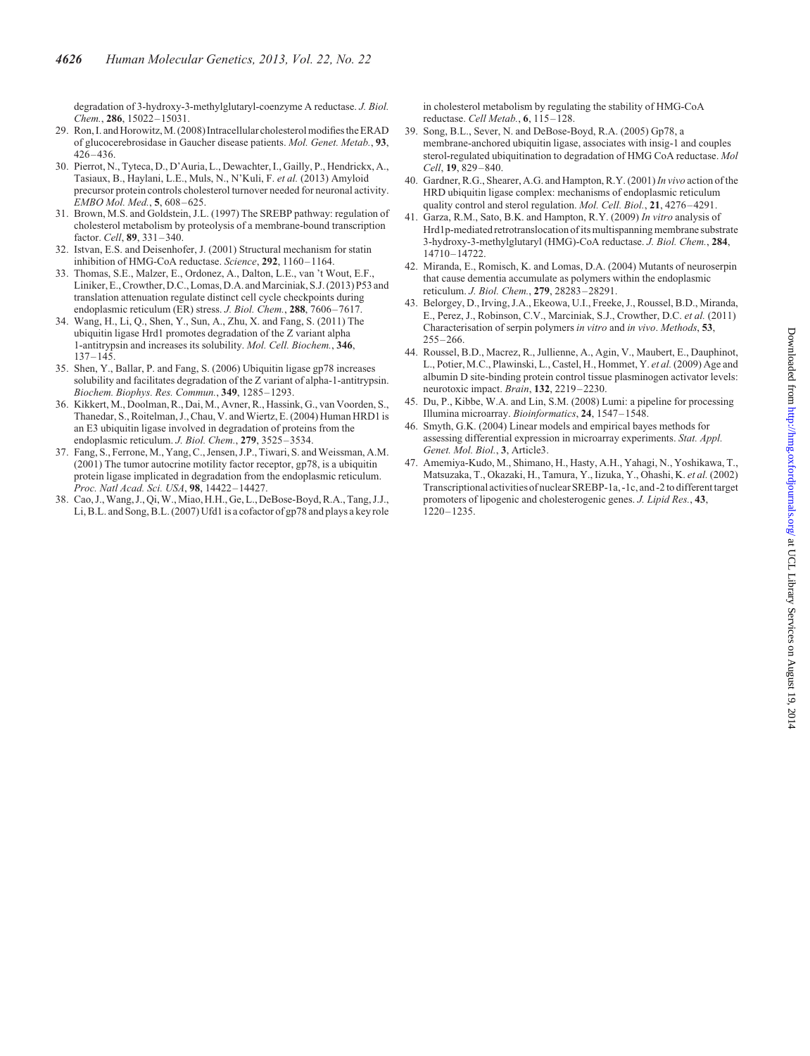degradation of 3-hydroxy-3-methylglutaryl-coenzyme A reductase. *J. Biol. Chem.*, **286**, 15022–15031.

29. Ron, I. and Horowitz, M. (2008) Intracellular cholesterol modifies the ERAD of glucocerebrosidase in Gaucher disease patients. *Mol. Genet. Metab.*, **93**, 426–436.
30. Pierrot, N., Tyteca, D., D'Auria, L., Dewachter, I., Gailly, P., Hendrickx, A., Tasiaux, B., Haylani, L.E., Muls, N., N'Kuli, F. *et al.* (2013) Amyloid precursor protein controls cholesterol turnover needed for neuronal activity. *EMBO Mol. Med.*, **5**, 608–625.
31. Brown, M.S. and Goldstein, J.L. (1997) The SREBP pathway: regulation of cholesterol metabolism by proteolysis of a membrane-bound transcription factor. *Cell*, **89**, 331–340.
32. Istvan, E.S. and Deisenhofer, J. (2001) Structural mechanism for statin inhibition of HMG-CoA reductase. *Science*, **292**, 1160–1164.
33. Thomas, S.E., Malzer, E., Ordonez, A., Dalton, L.E., van 't Wout, E.F., Liniker, E., Crowther, D.C., Lomas, D.A. and Marciniak, S.J. (2013) P53 and translation attenuation regulate distinct cell cycle checkpoints during endoplasmic reticulum (ER) stress. *J. Biol. Chem.*, **288**, 7606–7617.
34. Wang, H., Li, Q., Shen, Y., Sun, A., Zhu, X. and Fang, S. (2011) The ubiquitin ligase Hrd1 promotes degradation of the Z variant alpha 1-antitrypsin and increases its solubility. *Mol. Cell. Biochem.*, **346**, 137–145.
35. Shen, Y., Ballar, P. and Fang, S. (2006) Ubiquitin ligase gp78 increases solubility and facilitates degradation of the Z variant of alpha-1-antitrypsin. *Biochem. Biophys. Res. Commun.*, **349**, 1285–1293.
36. Kikkert, M., Doolman, R., Dai, M., Avner, R., Hassink, G., van Voorden, S., Thanedar, S., Roitelman, J., Chau, V. and Wiertz, E. (2004) Human HRD1 is an E3 ubiquitin ligase involved in degradation of proteins from the endoplasmic reticulum. *J. Biol. Chem.*, **279**, 3525–3534.
37. Fang, S., Ferrone, M., Yang, C., Jensen, J.P., Tiwari, S. and Weissman, A.M. (2001) The tumor autocrine motility factor receptor, gp78, is a ubiquitin protein ligase implicated in degradation from the endoplasmic reticulum. *Proc. Natl Acad. Sci. USA*, **98**, 14422–14427.
38. Cao, J., Wang, J., Qi, W., Miao, H.H., Ge, L., DeBose-Boyd, R.A., Tang, J.J., Li, B.L. and Song, B.L. (2007) Ufd1 is a cofactor of gp78 and plays a key role in cholesterol metabolism by regulating the stability of HMG-CoA reductase. *Cell Metab.*, **6**, 115–128.
39. Song, B.L., Sever, N. and DeBose-Boyd, R.A. (2005) Gp78, a membrane-anchored ubiquitin ligase, associates with insig-1 and couples sterol-regulated ubiquitination to degradation of HMG CoA reductase. *Mol Cell*, **19**, 829–840.
40. Gardner, R.G., Shearer, A.G. and Hampton, R.Y. (2001) *In vivo* action of the HRD ubiquitin ligase complex: mechanisms of endoplasmic reticulum quality control and sterol regulation. *Mol. Cell. Biol.*, **21**, 4276–4291.
41. Garza, R.M., Sato, B.K. and Hampton, R.Y. (2009) *In vitro* analysis of Hrd1p-mediated retrotranslocation of its multispanning membrane substrate 3-hydroxy-3-methylglutaryl (HMG)-CoA reductase. *J. Biol. Chem.*, **284**, 14710–14722.
42. Miranda, E., Romisch, K. and Lomas, D.A. (2004) Mutants of neuroserpin that cause dementia accumulate as polymers within the endoplasmic reticulum. *J. Biol. Chem.*, **279**, 28283–28291.
43. Belorgey, D., Irving, J.A., Ekeowa, U.I., Freeke, J., Roussel, B.D., Miranda, E., Perez, J., Robinson, C.V., Marciniak, S.J., Crowther, D.C. *et al.* (2011) Characterisation of serpin polymers *in vitro* and *in vivo*. *Methods*, **53**, 255–266.
44. Roussel, B.D., Macrez, R., Jullienne, A., Agin, V., Maubert, E., Dauphinot, L., Potier, M.C., Plawinski, L., Castel, H., Hommet, Y. *et al.* (2009) Age and albumin D site-binding protein control tissue plasminogen activator levels: neurotoxic impact. *Brain*, **132**, 2219–2230.
45. Du, P., Kibbe, W.A. and Lin, S.M. (2008) Lumi: a pipeline for processing Illumina microarray. *Bioinformatics*, **24**, 1547–1548.
46. Smyth, G.K. (2004) Linear models and empirical bayes methods for assessing differential expression in microarray experiments. *Stat. Appl. Genet. Mol. Biol.*, **3**, Article3.
47. Amemiya-Kudo, M., Shimano, H., Hasty, A.H., Yahagi, N., Yoshikawa, T., Matsuzaka, T., Okazaki, H., Tamura, Y., Iizuka, Y., Ohashi, K. *et al.* (2002) Transcriptional activities of nuclear SREBP-1a, -1c, and -2 to different target promoters of lipogenic and cholesterogenic genes. *J. Lipid Res.*, **43**, 1220–1235.